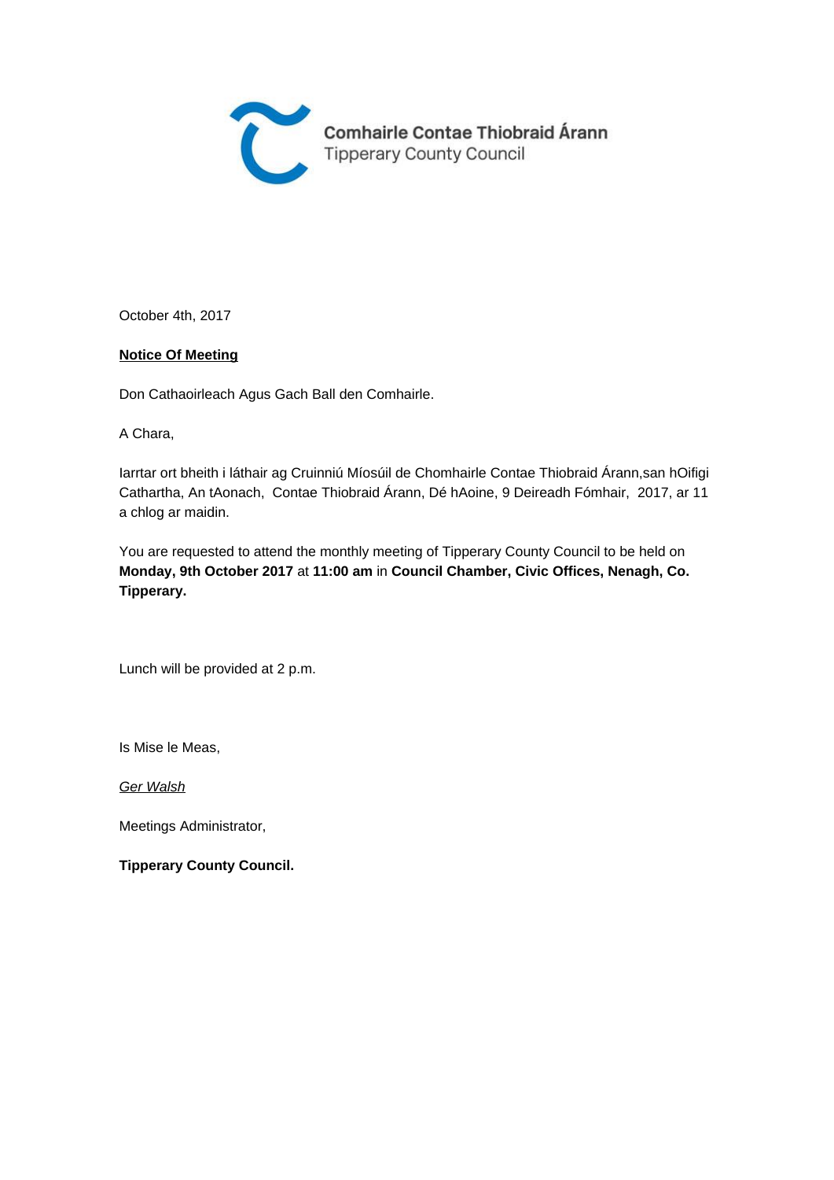Comhairle Contae Thiobraid Árann
Tipperary County Council

October 4th, 2017

**Notice Of Meeting**

Don Cathaoirleach Agus Gach Ball den Comhairle.

A Chara,

Iarrtar ort bheith i láthair ag Cruinniú Míosúil de Chomhairle Contae Thiobraid Árann,san hOifigi Cathartha, An tAonach, Contae Thiobraid Árann, Dé hAoine, 9 Deireadh Fómhair, 2017, ar 11 a chlog ar maidin.

You are requested to attend the monthly meeting of Tipperary County Council to be held on **Monday, 9th October 2017** at **11:00 am** in **Council Chamber, Civic Offices, Nenagh, Co. Tipperary.**

Lunch will be provided at 2 p.m.

Is Mise le Meas,

*Ger Walsh*

Meetings Administrator,

**Tipperary County Council.**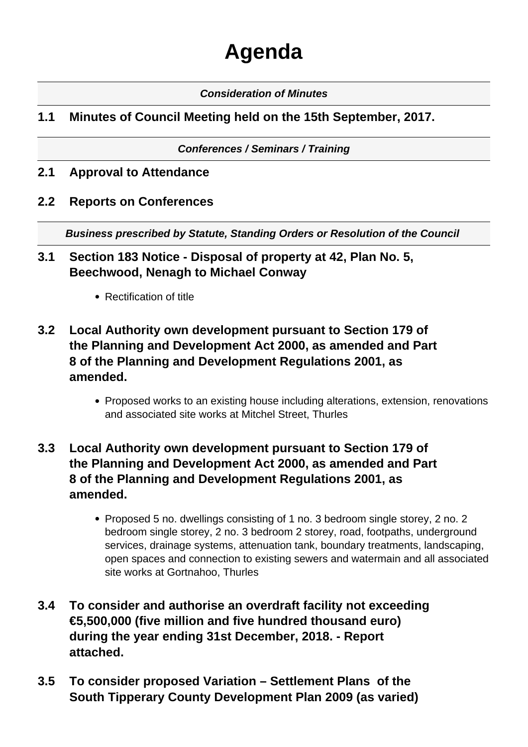# Agenda

***Consideration of Minutes***

## 1.1 Minutes of Council Meeting held on the 15th September, 2017.

***Conferences / Seminars / Training***

## 2.1 Approval to Attendance

## 2.2 Reports on Conferences

***Business prescribed by Statute, Standing Orders or Resolution of the Council***

## 3.1 Section 183 Notice - Disposal of property at 42, Plan No. 5, Beechwood, Nenagh to Michael Conway

- Rectification of title

## 3.2 Local Authority own development pursuant to Section 179 of the Planning and Development Act 2000, as amended and Part 8 of the Planning and Development Regulations 2001, as amended.

- Proposed works to an existing house including alterations, extension, renovations and associated site works at Mitchel Street, Thurles

## 3.3 Local Authority own development pursuant to Section 179 of the Planning and Development Act 2000, as amended and Part 8 of the Planning and Development Regulations 2001, as amended.

- Proposed 5 no. dwellings consisting of 1 no. 3 bedroom single storey, 2 no. 2 bedroom single storey, 2 no. 3 bedroom 2 storey, road, footpaths, underground services, drainage systems, attenuation tank, boundary treatments, landscaping, open spaces and connection to existing sewers and watermain and all associated site works at Gortnahoo, Thurles

## 3.4 To consider and authorise an overdraft facility not exceeding €5,500,000 (five million and five hundred thousand euro) during the year ending 31st December, 2018. - Report attached.

## 3.5 To consider proposed Variation – Settlement Plans of the South Tipperary County Development Plan 2009 (as varied)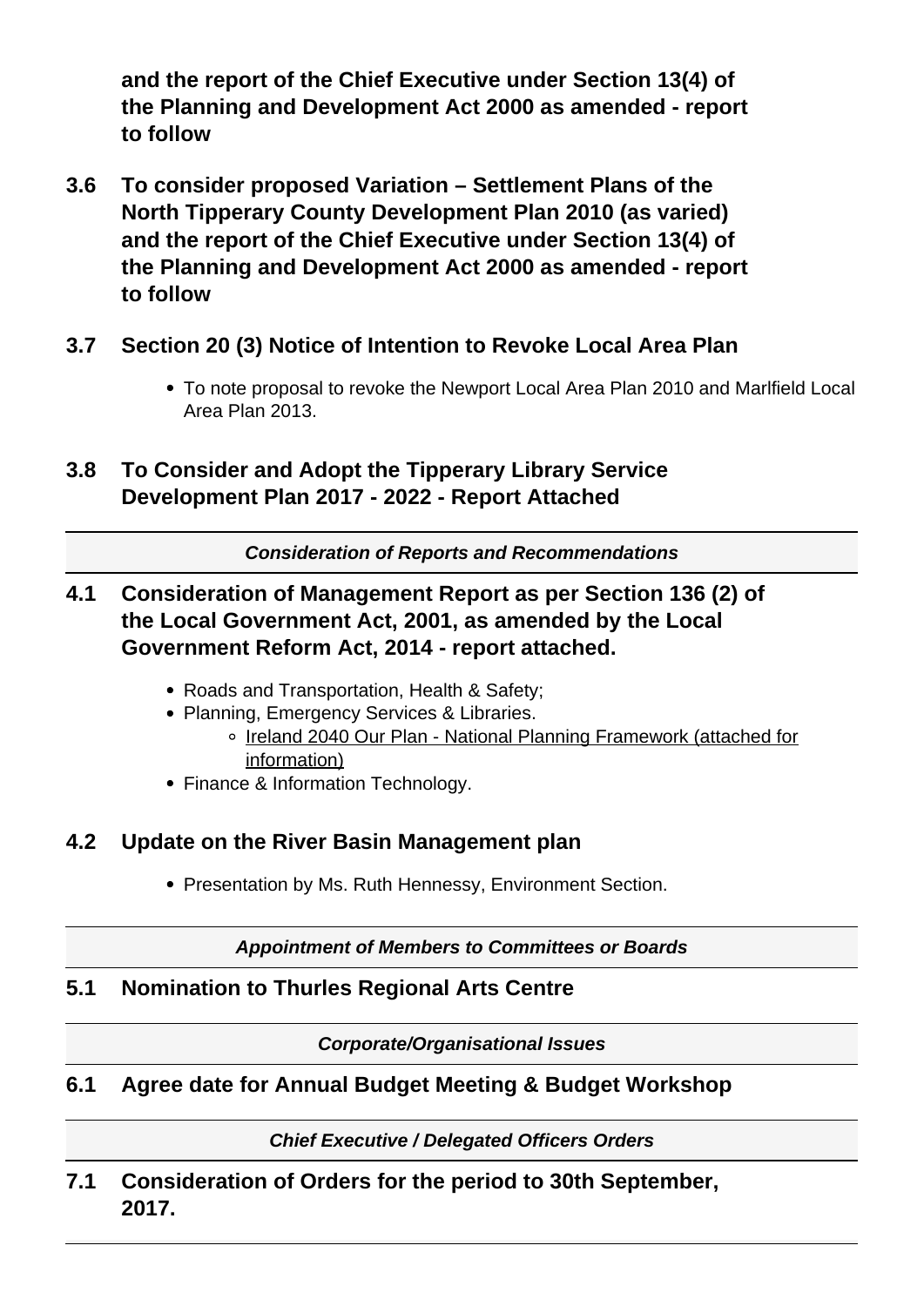**and the report of the Chief Executive under Section 13(4) of the Planning and Development Act 2000 as amended - report to follow**

### 3.6 To consider proposed Variation – Settlement Plans of the North Tipperary County Development Plan 2010 (as varied) and the report of the Chief Executive under Section 13(4) of the Planning and Development Act 2000 as amended - report to follow

### 3.7 Section 20 (3) Notice of Intention to Revoke Local Area Plan

- To note proposal to revoke the Newport Local Area Plan 2010 and Marlfield Local Area Plan 2013.

### 3.8 To Consider and Adopt the Tipperary Library Service Development Plan 2017 - 2022 - Report Attached

---

***Consideration of Reports and Recommendations***

---

### 4.1 Consideration of Management Report as per Section 136 (2) of the Local Government Act, 2001, as amended by the Local Government Reform Act, 2014 - report attached.

- Roads and Transportation, Health & Safety;
- Planning, Emergency Services & Libraries.
  - Ireland 2040 Our Plan - National Planning Framework (attached for information)
- Finance & Information Technology.

### 4.2 Update on the River Basin Management plan

- Presentation by Ms. Ruth Hennessy, Environment Section.

---

***Appointment of Members to Committees or Boards***

---

### 5.1 Nomination to Thurles Regional Arts Centre

---

***Corporate/Organisational Issues***

---

### 6.1 Agree date for Annual Budget Meeting & Budget Workshop

---

***Chief Executive / Delegated Officers Orders***

---

### 7.1 Consideration of Orders for the period to 30th September, 2017.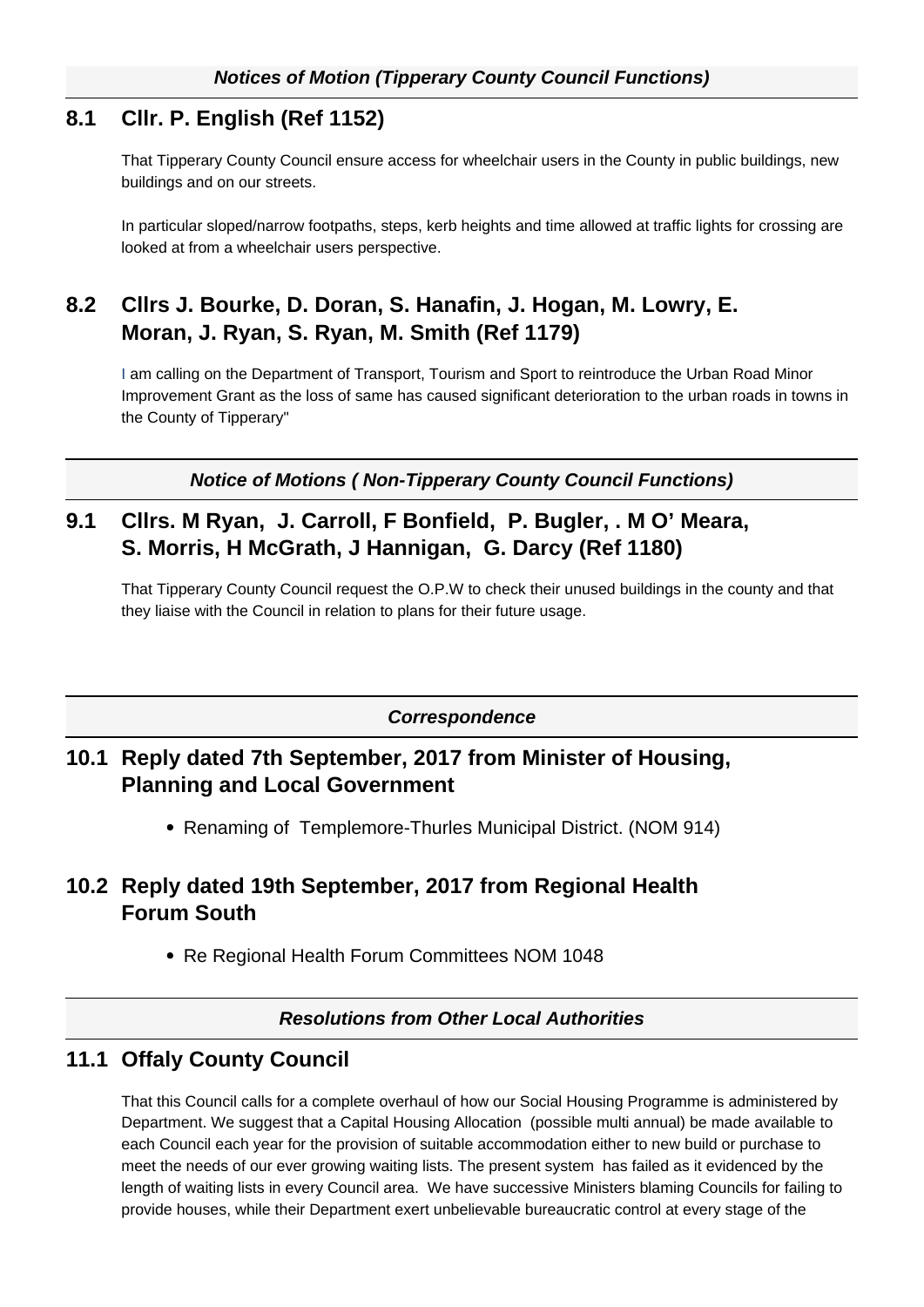***Notices of Motion (Tipperary County Council Functions)***

## 8.1 Cllr. P. English (Ref 1152)

That Tipperary County Council ensure access for wheelchair users in the County in public buildings, new buildings and on our streets.

In particular sloped/narrow footpaths, steps, kerb heights and time allowed at traffic lights for crossing are looked at from a wheelchair users perspective.

## 8.2 Cllrs J. Bourke, D. Doran, S. Hanafin, J. Hogan, M. Lowry, E. Moran, J. Ryan, S. Ryan, M. Smith (Ref 1179)

I am calling on the Department of Transport, Tourism and Sport to reintroduce the Urban Road Minor Improvement Grant as the loss of same has caused significant deterioration to the urban roads in towns in the County of Tipperary"

***Notice of Motions ( Non-Tipperary County Council Functions)***

## 9.1 Cllrs. M Ryan, J. Carroll, F Bonfield, P. Bugler, . M O' Meara, S. Morris, H McGrath, J Hannigan, G. Darcy (Ref 1180)

That Tipperary County Council request the O.P.W to check their unused buildings in the county and that they liaise with the Council in relation to plans for their future usage.

***Correspondence***

## 10.1 Reply dated 7th September, 2017 from Minister of Housing, Planning and Local Government

- Renaming of Templemore-Thurles Municipal District. (NOM 914)

## 10.2 Reply dated 19th September, 2017 from Regional Health Forum South

- Re Regional Health Forum Committees NOM 1048

***Resolutions from Other Local Authorities***

## 11.1 Offaly County Council

That this Council calls for a complete overhaul of how our Social Housing Programme is administered by Department. We suggest that a Capital Housing Allocation (possible multi annual) be made available to each Council each year for the provision of suitable accommodation either to new build or purchase to meet the needs of our ever growing waiting lists. The present system has failed as it evidenced by the length of waiting lists in every Council area. We have successive Ministers blaming Councils for failing to provide houses, while their Department exert unbelievable bureaucratic control at every stage of the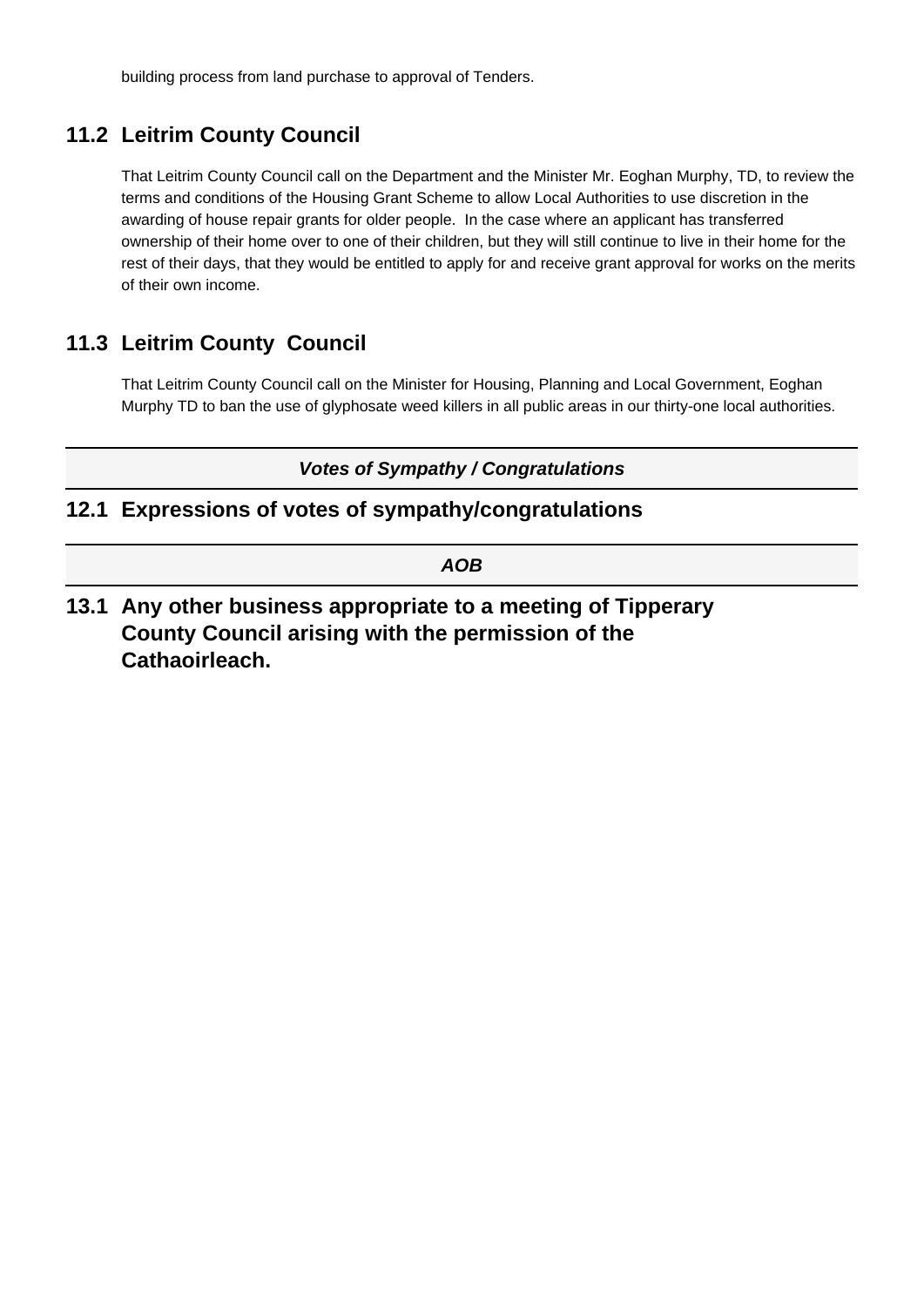building process from land purchase to approval of Tenders.

## 11.2 Leitrim County Council

That Leitrim County Council call on the Department and the Minister Mr. Eoghan Murphy, TD, to review the terms and conditions of the Housing Grant Scheme to allow Local Authorities to use discretion in the awarding of house repair grants for older people. In the case where an applicant has transferred ownership of their home over to one of their children, but they will still continue to live in their home for the rest of their days, that they would be entitled to apply for and receive grant approval for works on the merits of their own income.

## 11.3 Leitrim County Council

That Leitrim County Council call on the Minister for Housing, Planning and Local Government, Eoghan Murphy TD to ban the use of glyphosate weed killers in all public areas in our thirty-one local authorities.

***Votes of Sympathy / Congratulations***

## 12.1 Expressions of votes of sympathy/congratulations

***AOB***

## 13.1 Any other business appropriate to a meeting of Tipperary County Council arising with the permission of the Cathaoirleach.